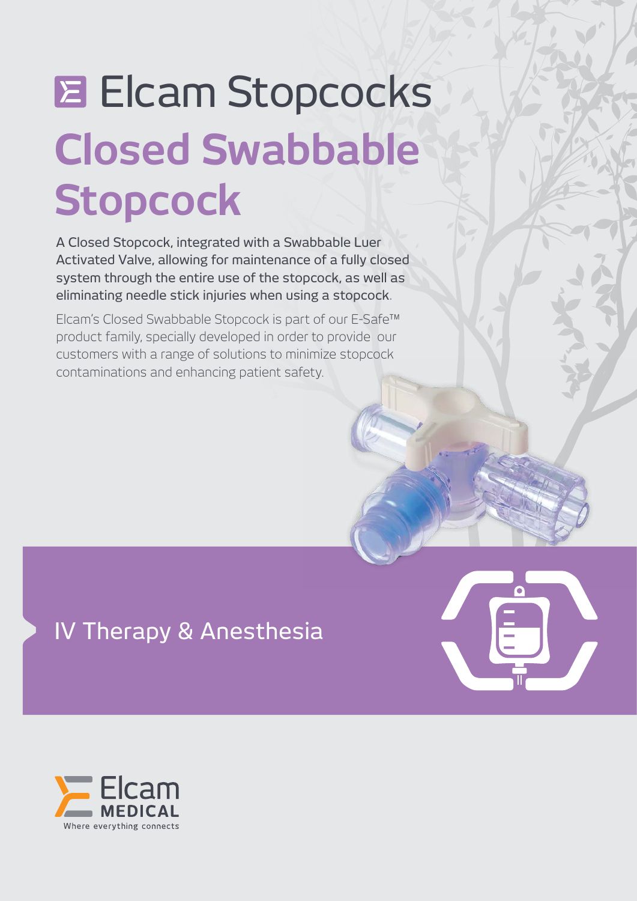# Elcam Stopcocks

# Closed Swabbable Stopcock

A Closed Stopcock, integrated with a Swabbable Luer Activated Valve, allowing for maintenance of a fully closed system through the entire use of the stopcock, as well as eliminating needle stick injuries when using a stopcock.

Elcam's Closed Swabbable Stopcock is part of our E-Safe™ product family, specially developed in order to provide our customers with a range of solutions to minimize stopcock contaminations and enhancing patient safety.

## IV Therapy & Anesthesia

Elcam MEDICAL

Where everything connects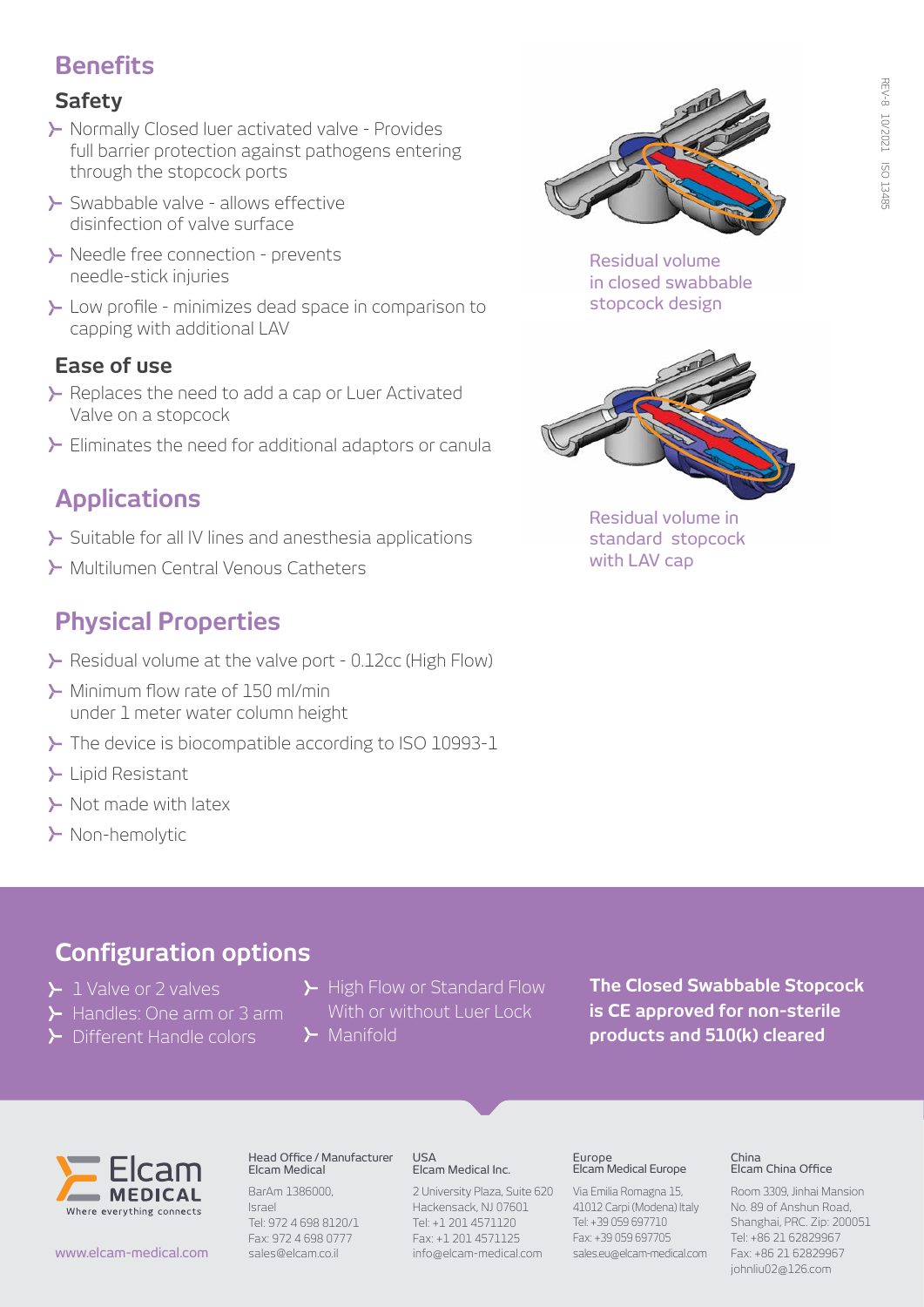## Benefits

### Safety

- Normally Closed luer activated valve - Provides full barrier protection against pathogens entering through the stopcock ports
- Swabbable valve - allows effective disinfection of valve surface
- Needle free connection - prevents needle-stick injuries
- Low profile - minimizes dead space in comparison to capping with additional LAV

### Ease of use

- Replaces the need to add a cap or Luer Activated Valve on a stopcock
- Eliminates the need for additional adaptors or canula

Residual volume in closed swabbable stopcock design

Residual volume in standard stopcock with LAV cap

## Applications

- Suitable for all IV lines and anesthesia applications
- Multilumen Central Venous Catheters

## Physical Properties

- Residual volume at the valve port - 0.12cc (High Flow)
- Minimum flow rate of 150 ml/min under 1 meter water column height
- The device is biocompatible according to ISO 10993-1
- Lipid Resistant
- Not made with latex
- Non-hemolytic

## Configuration options

- 1 Valve or 2 valves
- Handles: One arm or 3 arm
- Different Handle colors
- High Flow or Standard Flow With or without Luer Lock
- Manifold

**The Closed Swabbable Stopcock is CE approved for non-sterile products and 510(k) cleared**

Elcam MEDICAL
Where everything connects

www.elcam-medical.com

**Head Office / Manufacturer**
Elcam Medical
BarAm 1386000,
Israel
Tel: 972 4 698 8120/1
Fax: 972 4 698 0777
sales@elcam.co.il

**USA**
Elcam Medical Inc.
2 University Plaza, Suite 620
Hackensack, NJ 07601
Tel: +1 201 4571120
Fax: +1 201 4571125
info@elcam-medical.com

**Europe**
Elcam Medical Europe
Via Emilia Romagna 15,
41012 Carpi (Modena) Italy
Tel: +39 059 697710
Fax: +39 059 697705
sales.eu@elcam-medical.com

**China**
Elcam China Office
Room 3309, Jinhai Mansion
No. 89 of Anshun Road,
Shanghai, PRC. Zip: 200051
Tel: +86 21 62829967
Fax: +86 21 62829967
johnliu02@126.com

REV-8 10/2021 ISO 13485